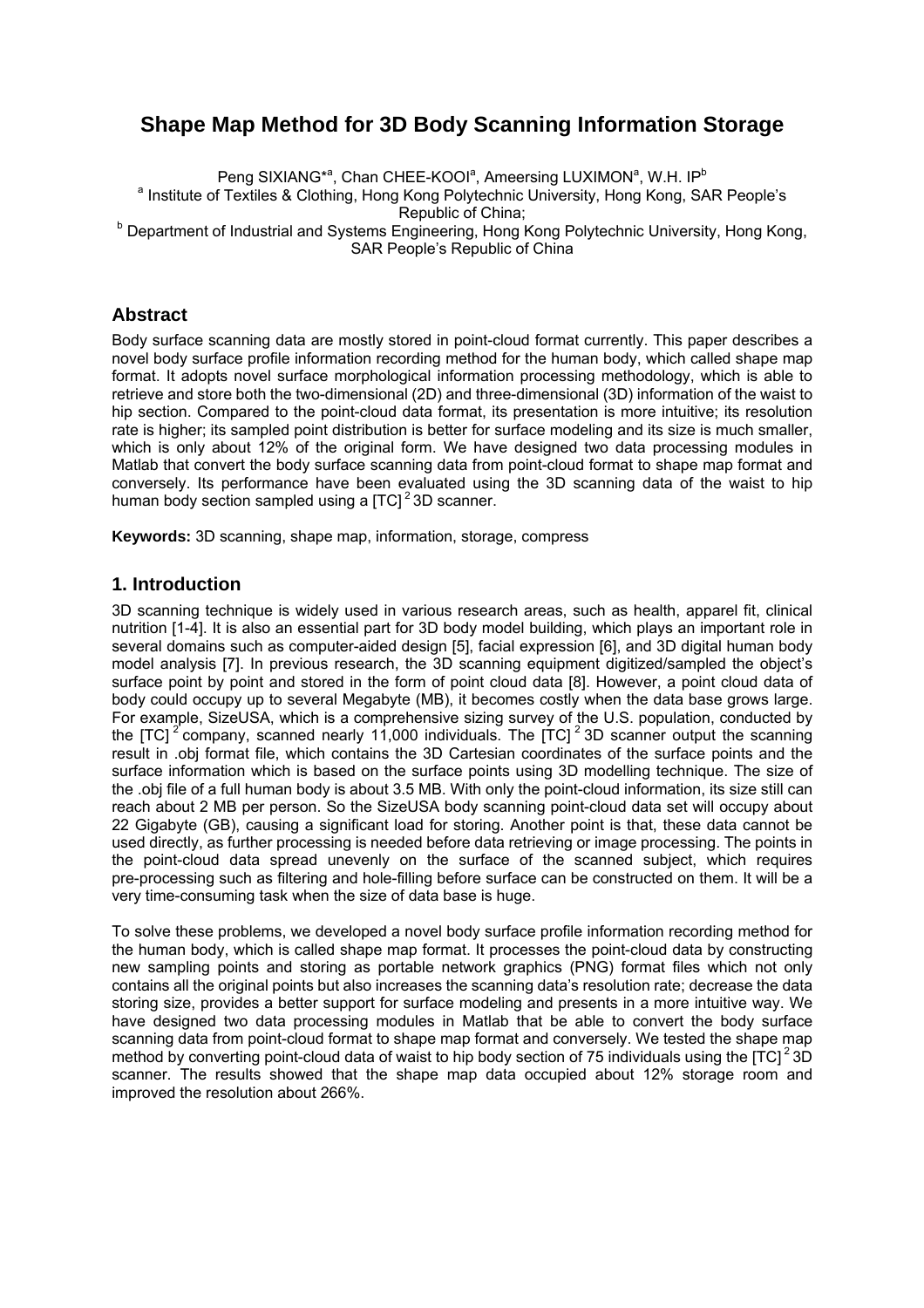# Shape Map Method for 3D Body Scanning Information Storage

Peng SIXIANG*[a], Chan CHEE-KOOI[a], Ameersing LUXIMON[a], W.H. IP[b]

[a] Institute of Textiles & Clothing, Hong Kong Polytechnic University, Hong Kong, SAR People's Republic of China;

[b] Department of Industrial and Systems Engineering, Hong Kong Polytechnic University, Hong Kong, SAR People's Republic of China

## Abstract

Body surface scanning data are mostly stored in point-cloud format currently. This paper describes a novel body surface profile information recording method for the human body, which called shape map format. It adopts novel surface morphological information processing methodology, which is able to retrieve and store both the two-dimensional (2D) and three-dimensional (3D) information of the waist to hip section. Compared to the point-cloud data format, its presentation is more intuitive; its resolution rate is higher; its sampled point distribution is better for surface modeling and its size is much smaller, which is only about 12% of the original form. We have designed two data processing modules in Matlab that convert the body surface scanning data from point-cloud format to shape map format and conversely. Its performance have been evaluated using the 3D scanning data of the waist to hip human body section sampled using a $[TC]^2$ 3D scanner.

**Keywords:** 3D scanning, shape map, information, storage, compress

## 1. Introduction

3D scanning technique is widely used in various research areas, such as health, apparel fit, clinical nutrition [1-4]. It is also an essential part for 3D body model building, which plays an important role in several domains such as computer-aided design [5], facial expression [6], and 3D digital human body model analysis [7]. In previous research, the 3D scanning equipment digitized/sampled the object's surface point by point and stored in the form of point cloud data [8]. However, a point cloud data of body could occupy up to several Megabyte (MB), it becomes costly when the data base grows large. For example, SizeUSA, which is a comprehensive sizing survey of the U.S. population, conducted by the $[TC]^2$ company, scanned nearly 11,000 individuals. The $[TC]^2$ 3D scanner output the scanning result in .obj format file, which contains the 3D Cartesian coordinates of the surface points and the surface information which is based on the surface points using 3D modelling technique. The size of the .obj file of a full human body is about 3.5 MB. With only the point-cloud information, its size still can reach about 2 MB per person. So the SizeUSA body scanning point-cloud data set will occupy about 22 Gigabyte (GB), causing a significant load for storing. Another point is that, these data cannot be used directly, as further processing is needed before data retrieving or image processing. The points in the point-cloud data spread unevenly on the surface of the scanned subject, which requires pre-processing such as filtering and hole-filling before surface can be constructed on them. It will be a very time-consuming task when the size of data base is huge.

To solve these problems, we developed a novel body surface profile information recording method for the human body, which is called shape map format. It processes the point-cloud data by constructing new sampling points and storing as portable network graphics (PNG) format files which not only contains all the original points but also increases the scanning data's resolution rate; decrease the data storing size, provides a better support for surface modeling and presents in a more intuitive way. We have designed two data processing modules in Matlab that be able to convert the body surface scanning data from point-cloud format to shape map format and conversely. We tested the shape map method by converting point-cloud data of waist to hip body section of 75 individuals using the $[TC]^2$ 3D scanner. The results showed that the shape map data occupied about 12% storage room and improved the resolution about 266%.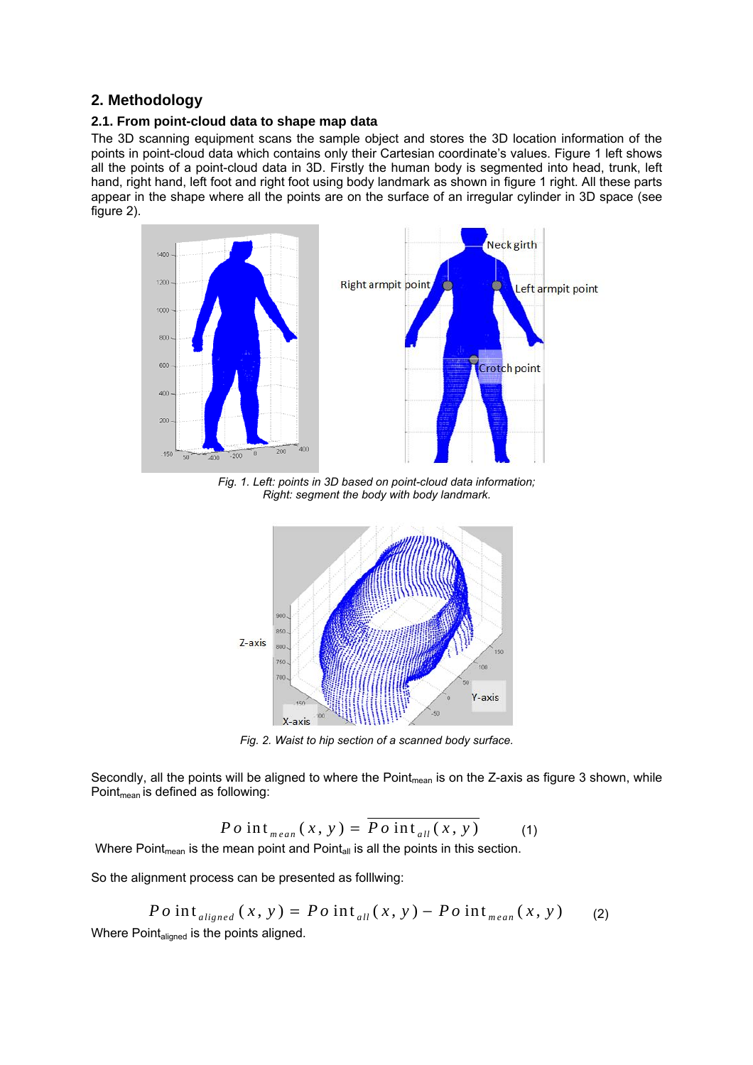## 2. Methodology

### 2.1. From point-cloud data to shape map data

The 3D scanning equipment scans the sample object and stores the 3D location information of the points in point-cloud data which contains only their Cartesian coordinate's values. Figure 1 left shows all the points of a point-cloud data in 3D. Firstly the human body is segmented into head, trunk, left hand, right hand, left foot and right foot using body landmark as shown in figure 1 right. All these parts appear in the shape where all the points are on the surface of an irregular cylinder in 3D space (see figure 2).

*Fig. 1. Left: points in 3D based on point-cloud data information; Right: segment the body with body landmark.*

*Fig. 2. Waist to hip section of a scanned body surface.*

Secondly, all the points will be aligned to where the $Point_{mean}$ is on the Z-axis as figure 3 shown, while $Point_{mean}$ is defined as following:

$$Point_{mean}(x, y) = \overline{Point_{all}(x, y)} \tag{1}$$

Where $Point_{mean}$ is the mean point and $Point_{all}$ is all the points in this section.

So the alignment process can be presented as folllwing:

$$Point_{aligned}(x, y) = Point_{all}(x, y) - Point_{mean}(x, y) \tag{2}$$

Where $Point_{aligned}$ is the points aligned.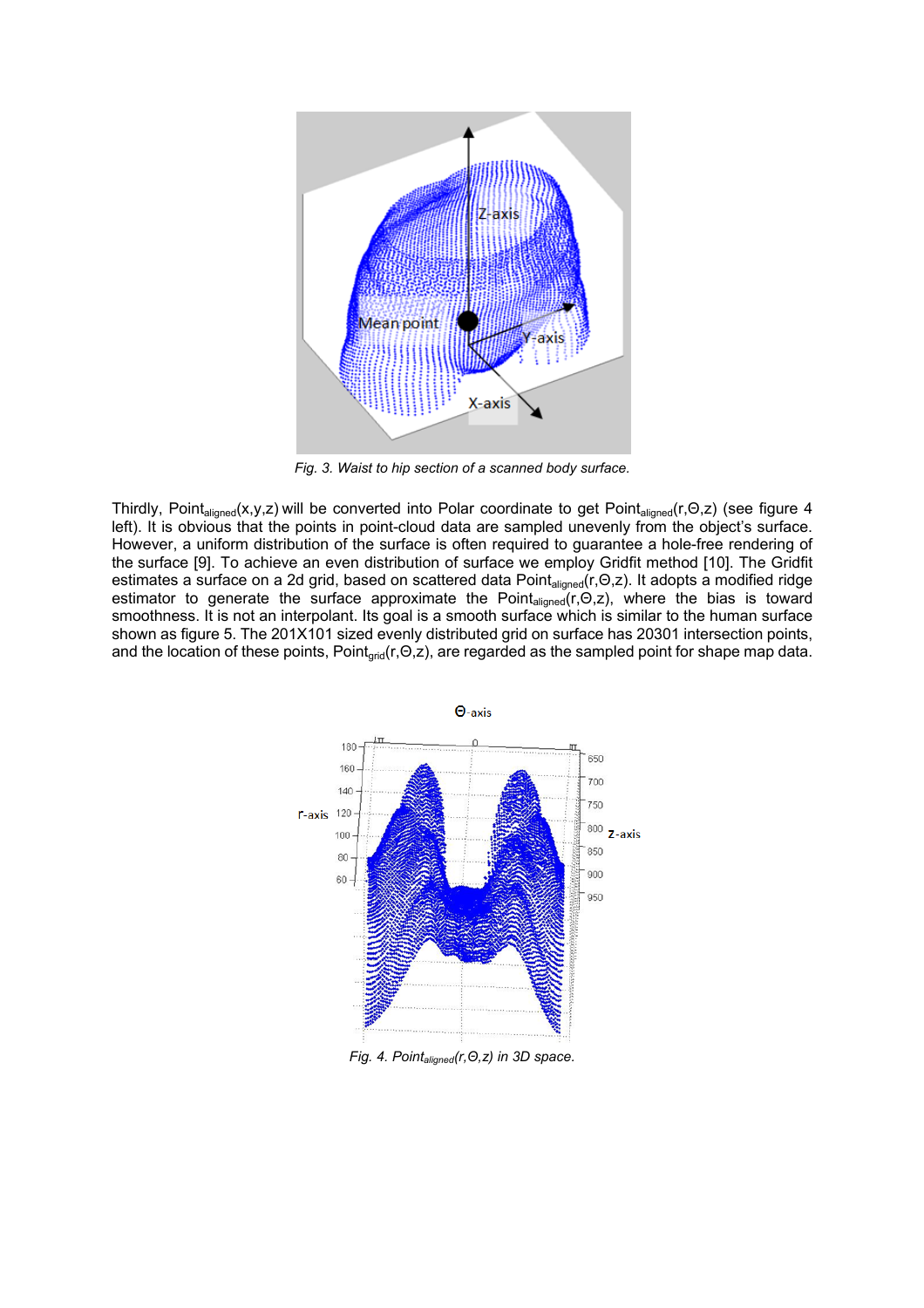*Fig. 3. Waist to hip section of a scanned body surface.*

Thirdly, $Point_{aligned}(x,y,z)$ will be converted into Polar coordinate to get $Point_{aligned}(r,\Theta,z)$ (see figure 4 left). It is obvious that the points in point-cloud data are sampled unevenly from the object's surface. However, a uniform distribution of the surface is often required to guarantee a hole-free rendering of the surface [9]. To achieve an even distribution of surface we employ Gridfit method [10]. The Gridfit estimates a surface on a 2d grid, based on scattered data $Point_{aligned}(r,\Theta,z)$. It adopts a modified ridge estimator to generate the surface approximate the $Point_{aligned}(r,\Theta,z)$, where the bias is toward smoothness. It is not an interpolant. Its goal is a smooth surface which is similar to the human surface shown as figure 5. The 201X101 sized evenly distributed grid on surface has 20301 intersection points, and the location of these points, $Point_{grid}(r,\Theta,z)$, are regarded as the sampled point for shape map data.

*Fig. 4. $Point_{aligned}(r,\Theta,z)$ in 3D space.*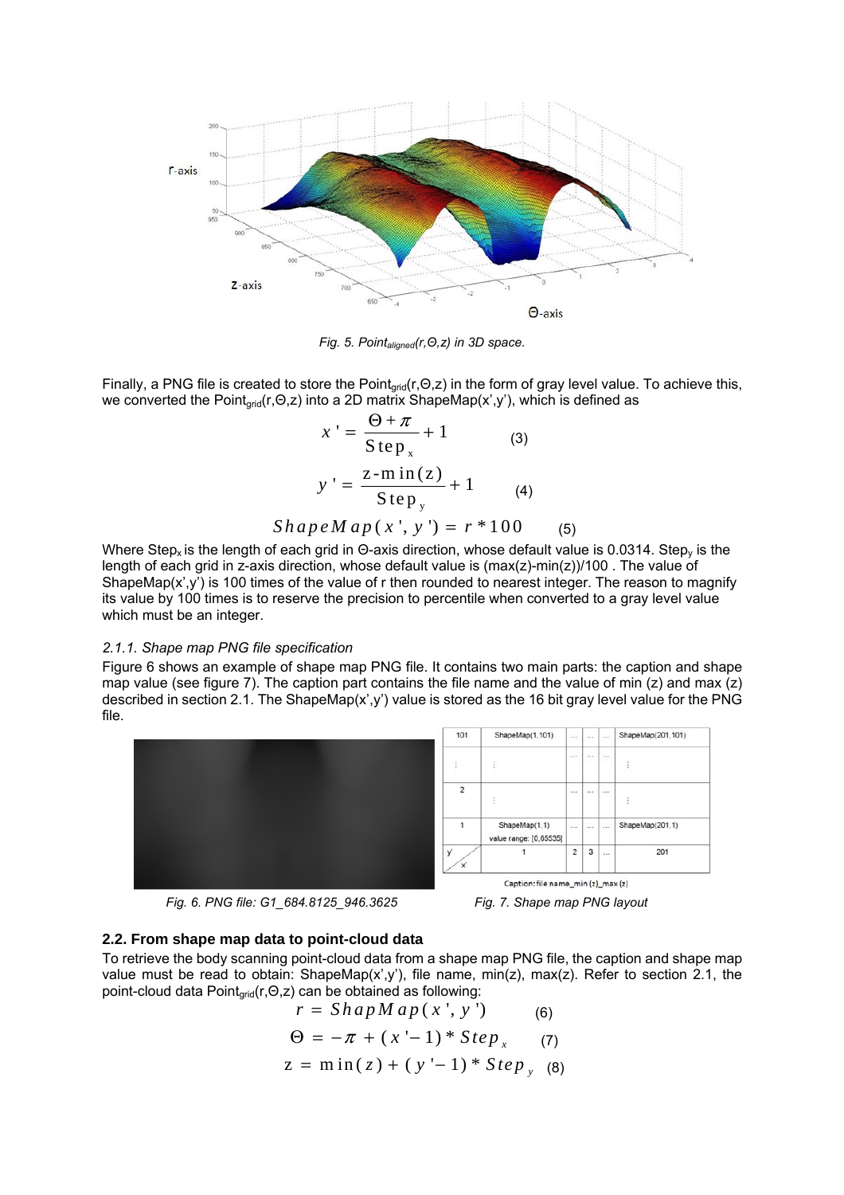Fig. 5. $Point_{aligned}(r,\Theta,z)$ in 3D space.

Finally, a PNG file is created to store the $Point_{grid}(r,\Theta,z)$ in the form of gray level value. To achieve this, we converted the $Point_{grid}(r,\Theta,z)$ into a 2D matrix ShapeMap(x',y'), which is defined as

$$x' = \frac{\Theta + \pi}{Step_x} + 1 \quad (3)$$

$$y' = \frac{z - \min(z)}{Step_y} + 1 \quad (4)$$

$$ShapeMap(x', y') = r * 100 \quad (5)$$

Where $Step_x$ is the length of each grid in Θ-axis direction, whose default value is 0.0314. $Step_y$ is the length of each grid in z-axis direction, whose default value is (max(z)-min(z))/100 . The value of ShapeMap(x',y') is 100 times of the value of r then rounded to nearest integer. The reason to magnify its value by 100 times is to reserve the precision to percentile when converted to a gray level value which must be an integer.

### *2.1.1. Shape map PNG file specification*

Figure 6 shows an example of shape map PNG file. It contains two main parts: the caption and shape map value (see figure 7). The caption part contains the file name and the value of min (z) and max (z) described in section 2.1. The ShapeMap(x',y') value is stored as the 16 bit gray level value for the PNG file.

Fig. 6. PNG file: G1_684.8125_946.3625

| 101 | ShapeMap(1,101) | ... | ... | ... | ShapeMap(201,101) |
|---|---|---|---|---|---|
| ⋮ | ⋮ | ... | ... | ... | ⋮ |
| 2 | ⋮ | ... | ... | ... | ⋮ |
| 1 | ShapeMap(1,1) value range: [0,65535] | ... | ... | ... | ShapeMap(201,1) |
| y' / x' | 1 | 2 | 3 | ... | 201 |

Caption: file name_min (z)_max (z)

Fig. 7. Shape map PNG layout

## 2.2. From shape map data to point-cloud data

To retrieve the body scanning point-cloud data from a shape map PNG file, the caption and shape map value must be read to obtain: ShapeMap(x',y'), file name, min(z), max(z). Refer to section 2.1, the point-cloud data $Point_{grid}(r,\Theta,z)$ can be obtained as following:

$$r = ShapMap(x', y') \quad (6)$$

$$\Theta = -\pi + (x' - 1) * Step_x \quad (7)$$

$$z = \min(z) + (y' - 1) * Step_y \quad (8)$$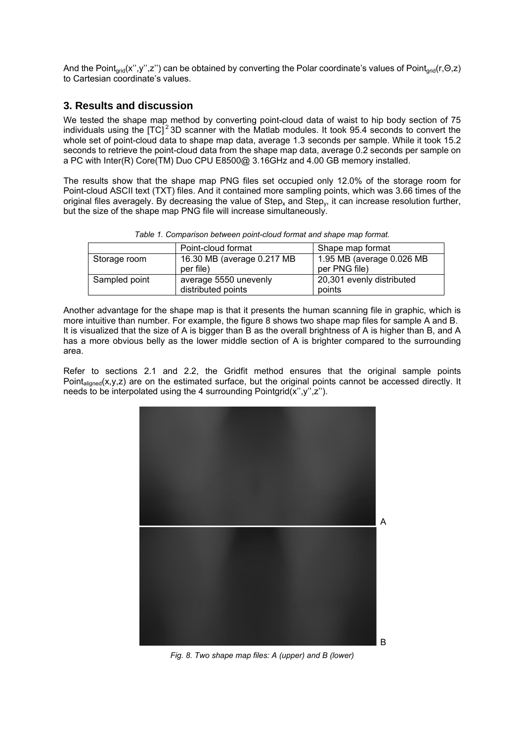And the $Point_{grid}(x'',y'',z'')$ can be obtained by converting the Polar coordinate's values of $Point_{grid}(r,\Theta,z)$ to Cartesian coordinate's values.

## 3. Results and discussion

We tested the shape map method by converting point-cloud data of waist to hip body section of 75 individuals using the $[TC]^2$ 3D scanner with the Matlab modules. It took 95.4 seconds to convert the whole set of point-cloud data to shape map data, average 1.3 seconds per sample. While it took 15.2 seconds to retrieve the point-cloud data from the shape map data, average 0.2 seconds per sample on a PC with Inter(R) Core(TM) Duo CPU E8500@ 3.16GHz and 4.00 GB memory installed.

The results show that the shape map PNG files set occupied only 12.0% of the storage room for Point-cloud ASCII text (TXT) files. And it contained more sampling points, which was 3.66 times of the original files averagely. By decreasing the value of $Step_x$ and $Step_y$, it can increase resolution further, but the size of the shape map PNG file will increase simultaneously.

*Table 1. Comparison between point-cloud format and shape map format.*

| | Point-cloud format | Shape map format |
|---|---|---|
| Storage room | 16.30 MB (average 0.217 MB per file) | 1.95 MB (average 0.026 MB per PNG file) |
| Sampled point | average 5550 unevenly distributed points | 20,301 evenly distributed points |

Another advantage for the shape map is that it presents the human scanning file in graphic, which is more intuitive than number. For example, the figure 8 shows two shape map files for sample A and B. It is visualized that the size of A is bigger than B as the overall brightness of A is higher than B, and A has a more obvious belly as the lower middle section of A is brighter compared to the surrounding area.

Refer to sections 2.1 and 2.2, the Gridfit method ensures that the original sample points $Point_{aligned}(x,y,z)$ are on the estimated surface, but the original points cannot be accessed directly. It needs to be interpolated using the 4 surrounding $Pointgrid(x'',y'',z'')$.

*Fig. 8. Two shape map files: A (upper) and B (lower)*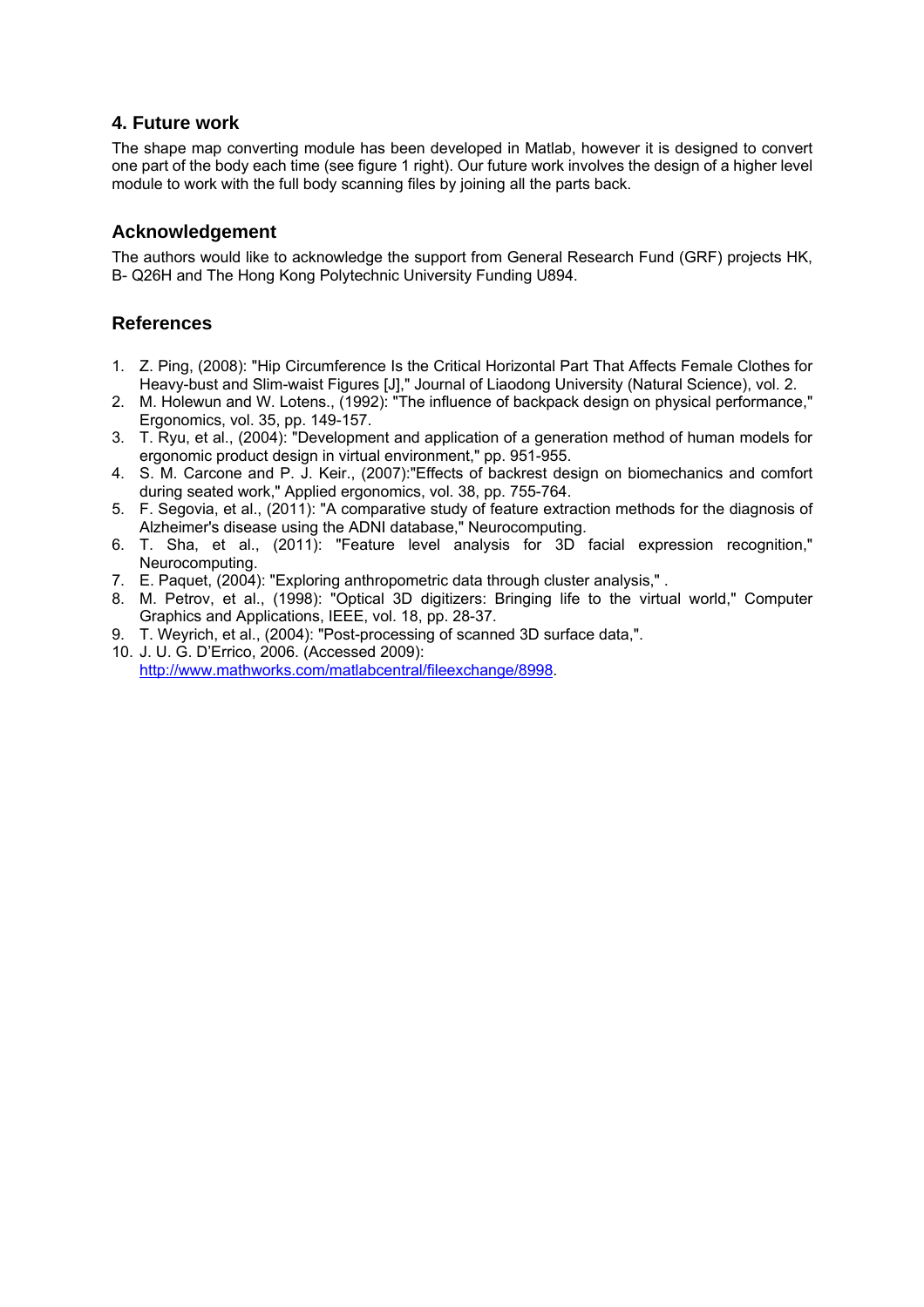## 4. Future work

The shape map converting module has been developed in Matlab, however it is designed to convert one part of the body each time (see figure 1 right). Our future work involves the design of a higher level module to work with the full body scanning files by joining all the parts back.

## Acknowledgement

The authors would like to acknowledge the support from General Research Fund (GRF) projects HK, B- Q26H and The Hong Kong Polytechnic University Funding U894.

## References

1. Z. Ping, (2008): "Hip Circumference Is the Critical Horizontal Part That Affects Female Clothes for Heavy-bust and Slim-waist Figures [J]," Journal of Liaodong University (Natural Science), vol. 2.
2. M. Holewun and W. Lotens., (1992): "The influence of backpack design on physical performance," Ergonomics, vol. 35, pp. 149-157.
3. T. Ryu, et al., (2004): "Development and application of a generation method of human models for ergonomic product design in virtual environment," pp. 951-955.
4. S. M. Carcone and P. J. Keir., (2007):"Effects of backrest design on biomechanics and comfort during seated work," Applied ergonomics, vol. 38, pp. 755-764.
5. F. Segovia, et al., (2011): "A comparative study of feature extraction methods for the diagnosis of Alzheimer's disease using the ADNI database," Neurocomputing.
6. T. Sha, et al., (2011): "Feature level analysis for 3D facial expression recognition," Neurocomputing.
7. E. Paquet, (2004): "Exploring anthropometric data through cluster analysis," .
8. M. Petrov, et al., (1998): "Optical 3D digitizers: Bringing life to the virtual world," Computer Graphics and Applications, IEEE, vol. 18, pp. 28-37.
9. T. Weyrich, et al., (2004): "Post-processing of scanned 3D surface data,".
10. J. U. G. D'Errico, 2006. (Accessed 2009): http://www.mathworks.com/matlabcentral/fileexchange/8998.